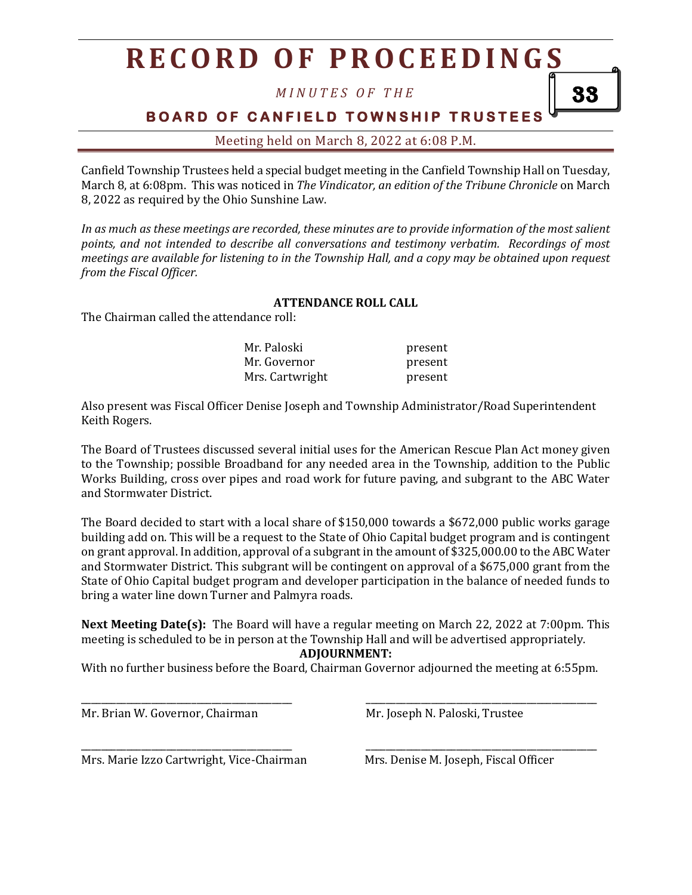# RECORD OF PROCEEDINGS

*MINUTES OF THE*

**BOARD OF CANFIELD TOWNSHIP TRUSTEES**

Meeting held on March 8, 2022 at 6:08 P.M.

Canfield Township Trustees held a special budget meeting in the Canfield Township Hall on Tuesday, March 8, at 6:08pm. This was noticed in *The Vindicator, an edition of the Tribune Chronicle* on March 8, 2022 as required by the Ohio Sunshine Law.

*In as much as these meetings are recorded, these minutes are to provide information of the most salient points, and not intended to describe all conversations and testimony verbatim. Recordings of most meetings are available for listening to in the Township Hall, and a copy may be obtained upon request from the Fiscal Officer.*

**ATTENDANCE ROLL CALL**

The Chairman called the attendance roll:

| | |
|---|---|
| Mr. Paloski | present |
| Mr. Governor | present |
| Mrs. Cartwright | present |

Also present was Fiscal Officer Denise Joseph and Township Administrator/Road Superintendent Keith Rogers.

The Board of Trustees discussed several initial uses for the American Rescue Plan Act money given to the Township; possible Broadband for any needed area in the Township, addition to the Public Works Building, cross over pipes and road work for future paving, and subgrant to the ABC Water and Stormwater District.

The Board decided to start with a local share of $150,000 towards a $672,000 public works garage building add on. This will be a request to the State of Ohio Capital budget program and is contingent on grant approval. In addition, approval of a subgrant in the amount of $325,000.00 to the ABC Water and Stormwater District. This subgrant will be contingent on approval of a $675,000 grant from the State of Ohio Capital budget program and developer participation in the balance of needed funds to bring a water line down Turner and Palmyra roads.

**Next Meeting Date(s):** The Board will have a regular meeting on March 22, 2022 at 7:00pm. This meeting is scheduled to be in person at the Township Hall and will be advertised appropriately.

**ADJOURNMENT:**

With no further business before the Board, Chairman Governor adjourned the meeting at 6:55pm.

\_\_\_\_\_\_\_\_\_\_\_\_\_\_\_\_\_\_\_\_\_\_\_\_\_\_\_\_\_\_\_\_\_\_\_\_\_\_
Mr. Brian W. Governor, Chairman

\_\_\_\_\_\_\_\_\_\_\_\_\_\_\_\_\_\_\_\_\_\_\_\_\_\_\_\_\_\_\_\_\_\_\_\_\_\_
Mr. Joseph N. Paloski, Trustee

\_\_\_\_\_\_\_\_\_\_\_\_\_\_\_\_\_\_\_\_\_\_\_\_\_\_\_\_\_\_\_\_\_\_\_\_\_\_
Mrs. Marie Izzo Cartwright, Vice-Chairman

\_\_\_\_\_\_\_\_\_\_\_\_\_\_\_\_\_\_\_\_\_\_\_\_\_\_\_\_\_\_\_\_\_\_\_\_\_\_
Mrs. Denise M. Joseph, Fiscal Officer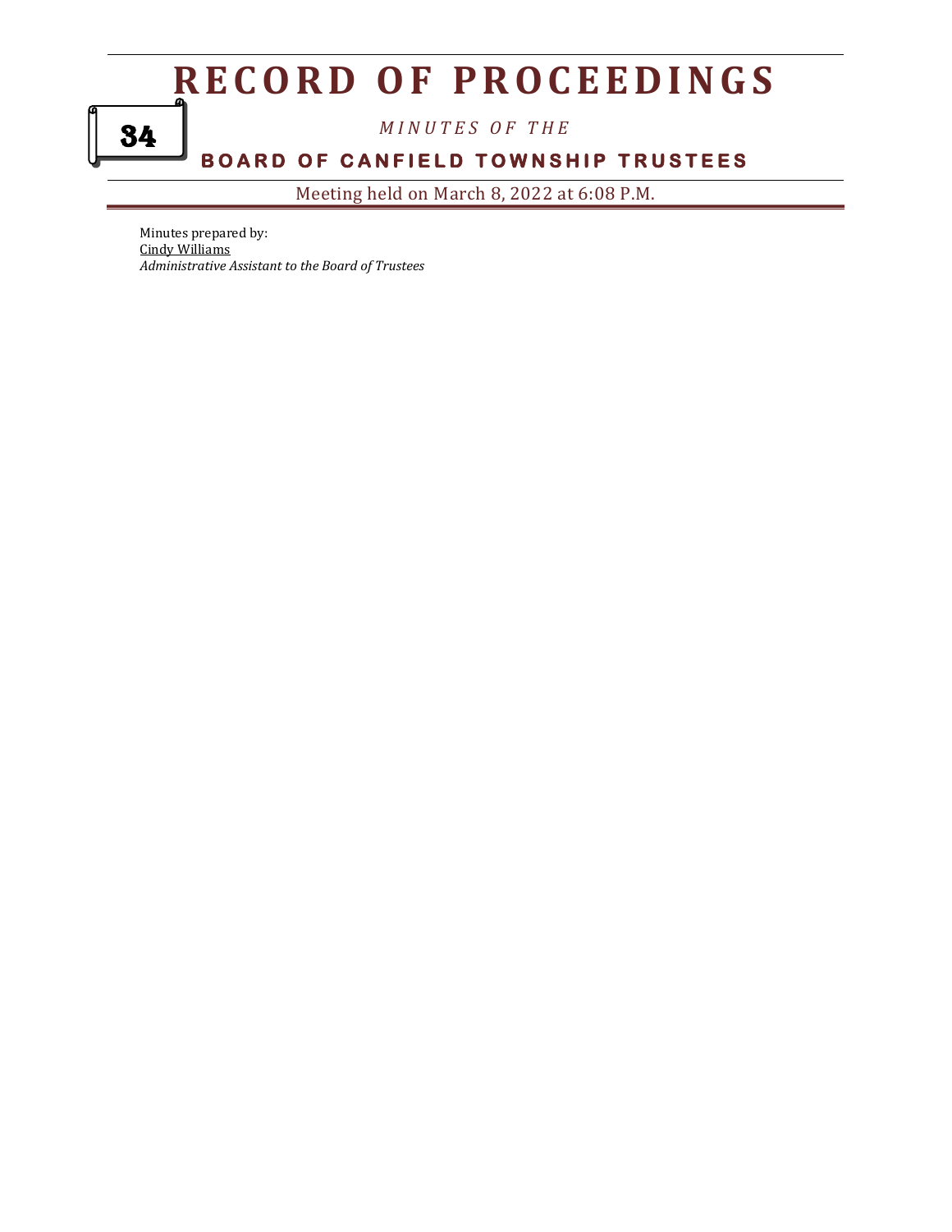Minutes prepared by:
Cindy Williams
*Administrative Assistant to the Board of Trustees*